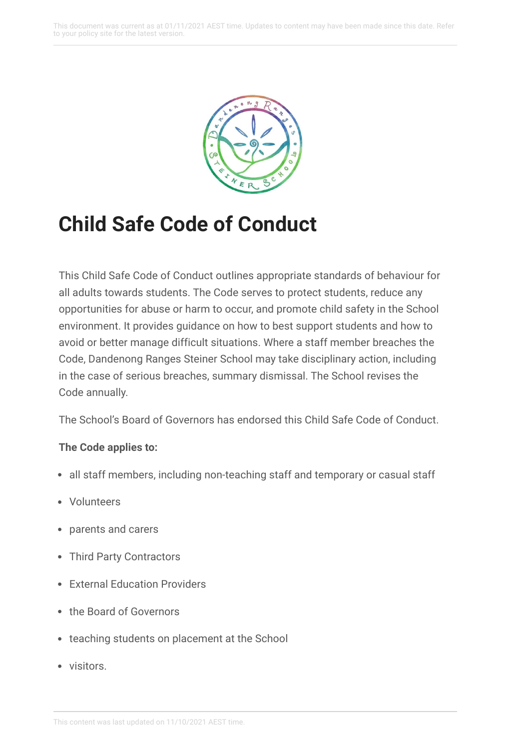# Child Safe Code of Conduct

This Child Safe Code of Conduct outlines appropriate standards of behaviour for all adults towards students. The Code serves to protect students, reduce any opportunities for abuse or harm to occur, and promote child safety in the School environment. It provides guidance on how to best support students and how to avoid or better manage difficult situations. Where a staff member breaches the Code, Dandenong Ranges Steiner School may take disciplinary action, including in the case of serious breaches, summary dismissal. The School revises the Code annually.

The School's Board of Governors has endorsed this Child Safe Code of Conduct.

**The Code applies to:**

- all staff members, including non-teaching staff and temporary or casual staff
- Volunteers
- parents and carers
- Third Party Contractors
- External Education Providers
- the Board of Governors
- teaching students on placement at the School
- visitors.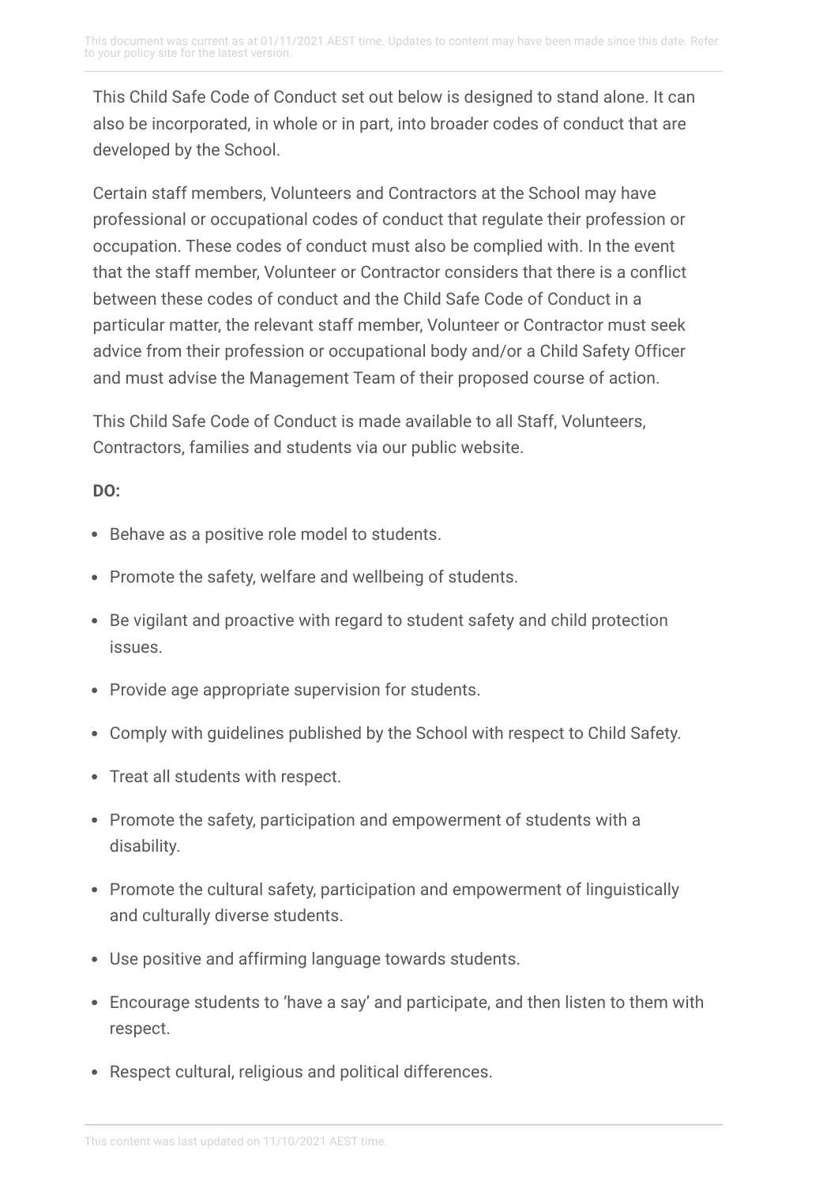This Child Safe Code of Conduct set out below is designed to stand alone. It can also be incorporated, in whole or in part, into broader codes of conduct that are developed by the School.

Certain staff members, Volunteers and Contractors at the School may have professional or occupational codes of conduct that regulate their profession or occupation. These codes of conduct must also be complied with. In the event that the staff member, Volunteer or Contractor considers that there is a conflict between these codes of conduct and the Child Safe Code of Conduct in a particular matter, the relevant staff member, Volunteer or Contractor must seek advice from their profession or occupational body and/or a Child Safety Officer and must advise the Management Team of their proposed course of action.

This Child Safe Code of Conduct is made available to all Staff, Volunteers, Contractors, families and students via our public website.

**DO:**

- Behave as a positive role model to students.
- Promote the safety, welfare and wellbeing of students.
- Be vigilant and proactive with regard to student safety and child protection issues.
- Provide age appropriate supervision for students.
- Comply with guidelines published by the School with respect to Child Safety.
- Treat all students with respect.
- Promote the safety, participation and empowerment of students with a disability.
- Promote the cultural safety, participation and empowerment of linguistically and culturally diverse students.
- Use positive and affirming language towards students.
- Encourage students to 'have a say' and participate, and then listen to them with respect.
- Respect cultural, religious and political differences.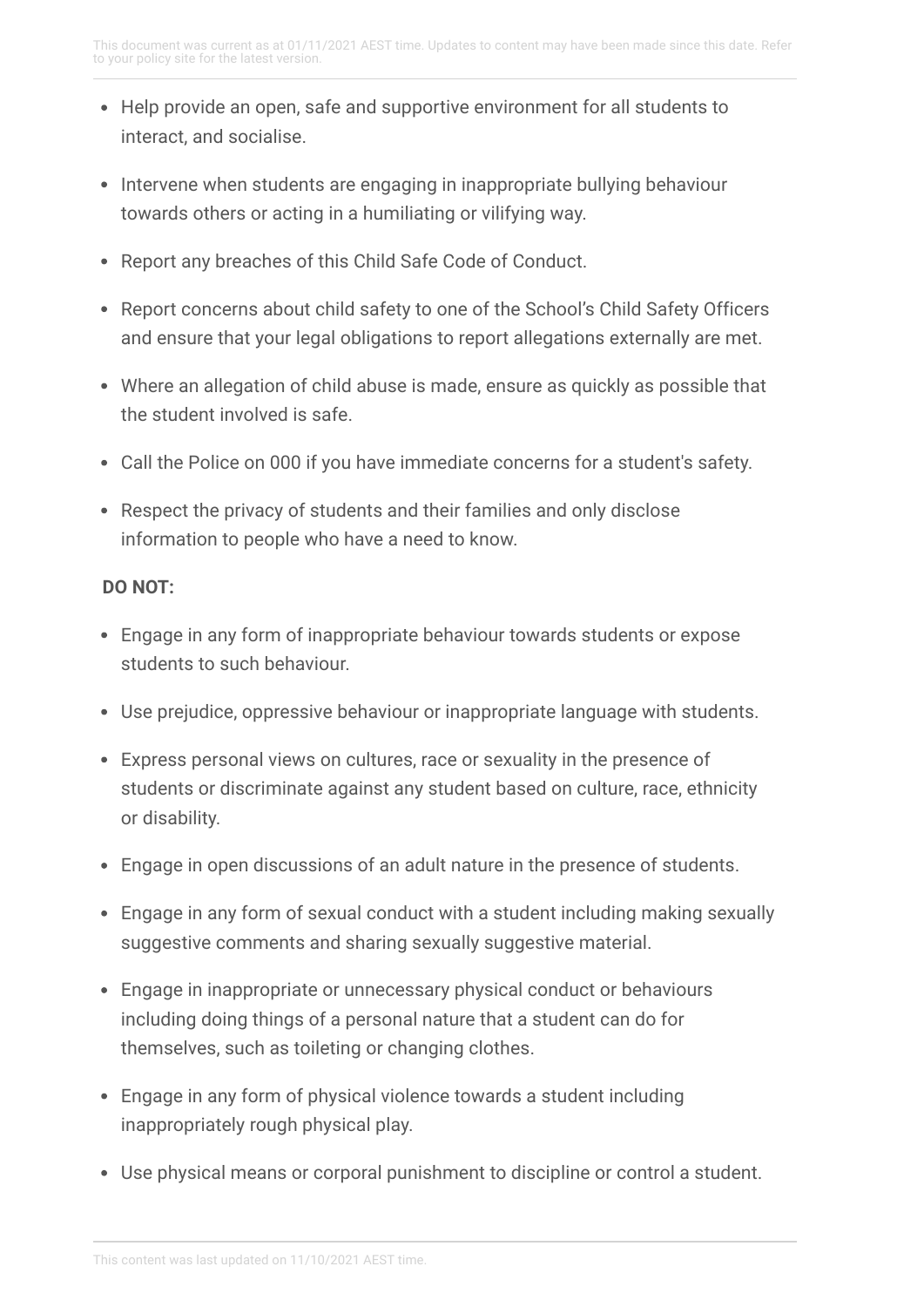- Help provide an open, safe and supportive environment for all students to interact, and socialise.
- Intervene when students are engaging in inappropriate bullying behaviour towards others or acting in a humiliating or vilifying way.
- Report any breaches of this Child Safe Code of Conduct.
- Report concerns about child safety to one of the School's Child Safety Officers and ensure that your legal obligations to report allegations externally are met.
- Where an allegation of child abuse is made, ensure as quickly as possible that the student involved is safe.
- Call the Police on 000 if you have immediate concerns for a student's safety.
- Respect the privacy of students and their families and only disclose information to people who have a need to know.

**DO NOT:**

- Engage in any form of inappropriate behaviour towards students or expose students to such behaviour.
- Use prejudice, oppressive behaviour or inappropriate language with students.
- Express personal views on cultures, race or sexuality in the presence of students or discriminate against any student based on culture, race, ethnicity or disability.
- Engage in open discussions of an adult nature in the presence of students.
- Engage in any form of sexual conduct with a student including making sexually suggestive comments and sharing sexually suggestive material.
- Engage in inappropriate or unnecessary physical conduct or behaviours including doing things of a personal nature that a student can do for themselves, such as toileting or changing clothes.
- Engage in any form of physical violence towards a student including inappropriately rough physical play.
- Use physical means or corporal punishment to discipline or control a student.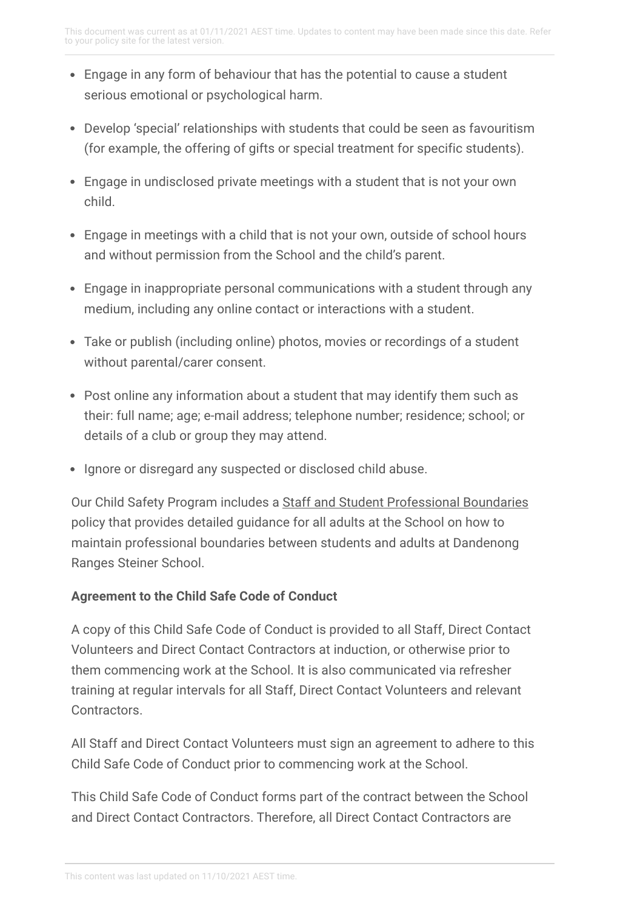- Engage in any form of behaviour that has the potential to cause a student serious emotional or psychological harm.
- Develop 'special' relationships with students that could be seen as favouritism (for example, the offering of gifts or special treatment for specific students).
- Engage in undisclosed private meetings with a student that is not your own child.
- Engage in meetings with a child that is not your own, outside of school hours and without permission from the School and the child's parent.
- Engage in inappropriate personal communications with a student through any medium, including any online contact or interactions with a student.
- Take or publish (including online) photos, movies or recordings of a student without parental/carer consent.
- Post online any information about a student that may identify them such as their: full name; age; e-mail address; telephone number; residence; school; or details of a club or group they may attend.
- Ignore or disregard any suspected or disclosed child abuse.

Our Child Safety Program includes a Staff and Student Professional Boundaries policy that provides detailed guidance for all adults at the School on how to maintain professional boundaries between students and adults at Dandenong Ranges Steiner School.

**Agreement to the Child Safe Code of Conduct**

A copy of this Child Safe Code of Conduct is provided to all Staff, Direct Contact Volunteers and Direct Contact Contractors at induction, or otherwise prior to them commencing work at the School. It is also communicated via refresher training at regular intervals for all Staff, Direct Contact Volunteers and relevant Contractors.

All Staff and Direct Contact Volunteers must sign an agreement to adhere to this Child Safe Code of Conduct prior to commencing work at the School.

This Child Safe Code of Conduct forms part of the contract between the School and Direct Contact Contractors. Therefore, all Direct Contact Contractors are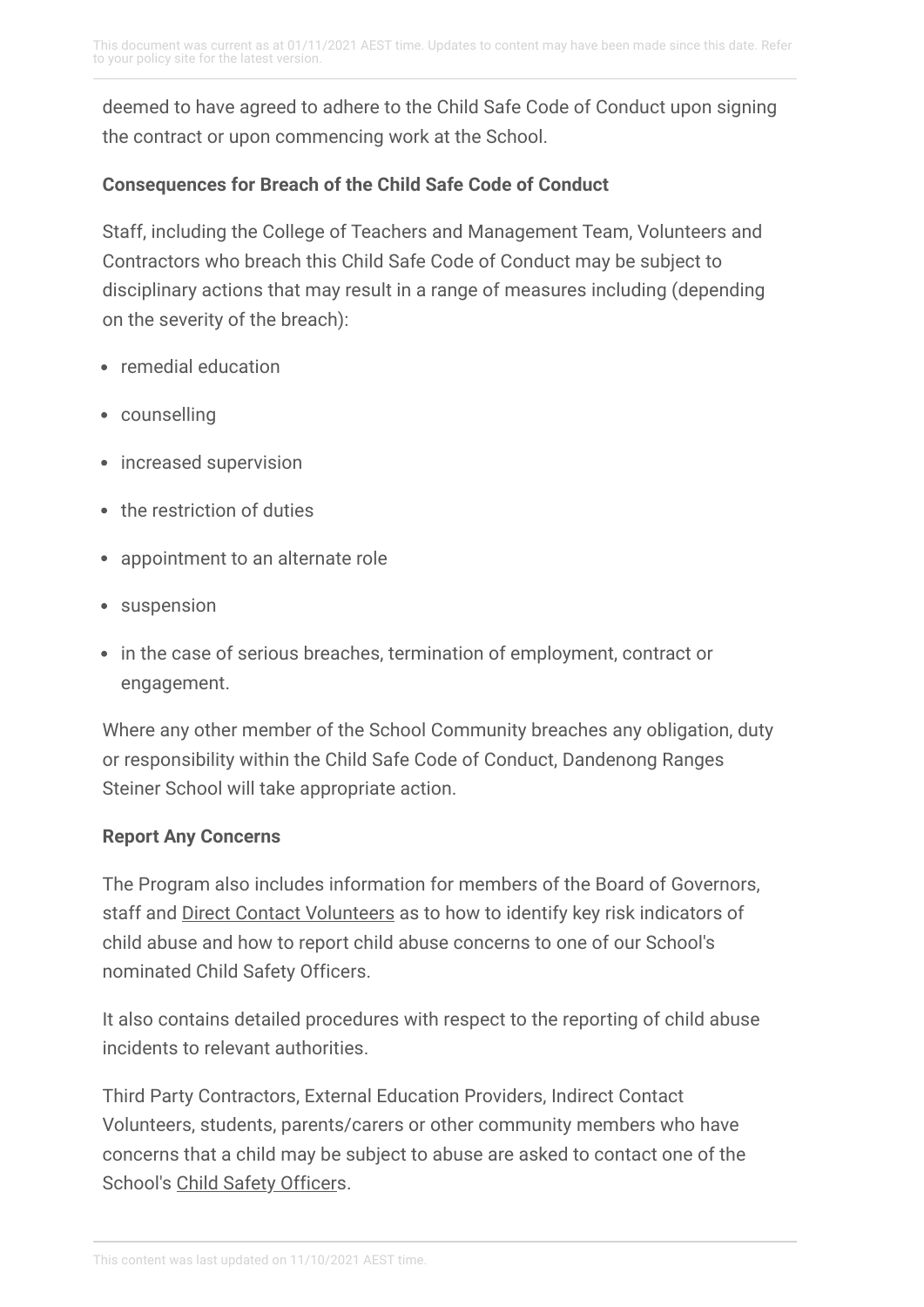deemed to have agreed to adhere to the Child Safe Code of Conduct upon signing the contract or upon commencing work at the School.

**Consequences for Breach of the Child Safe Code of Conduct**

Staff, including the College of Teachers and Management Team, Volunteers and Contractors who breach this Child Safe Code of Conduct may be subject to disciplinary actions that may result in a range of measures including (depending on the severity of the breach):

- remedial education
- counselling
- increased supervision
- the restriction of duties
- appointment to an alternate role
- suspension
- in the case of serious breaches, termination of employment, contract or engagement.

Where any other member of the School Community breaches any obligation, duty or responsibility within the Child Safe Code of Conduct, Dandenong Ranges Steiner School will take appropriate action.

**Report Any Concerns**

The Program also includes information for members of the Board of Governors, staff and Direct Contact Volunteers as to how to identify key risk indicators of child abuse and how to report child abuse concerns to one of our School's nominated Child Safety Officers.

It also contains detailed procedures with respect to the reporting of child abuse incidents to relevant authorities.

Third Party Contractors, External Education Providers, Indirect Contact Volunteers, students, parents/carers or other community members who have concerns that a child may be subject to abuse are asked to contact one of the School's Child Safety Officers.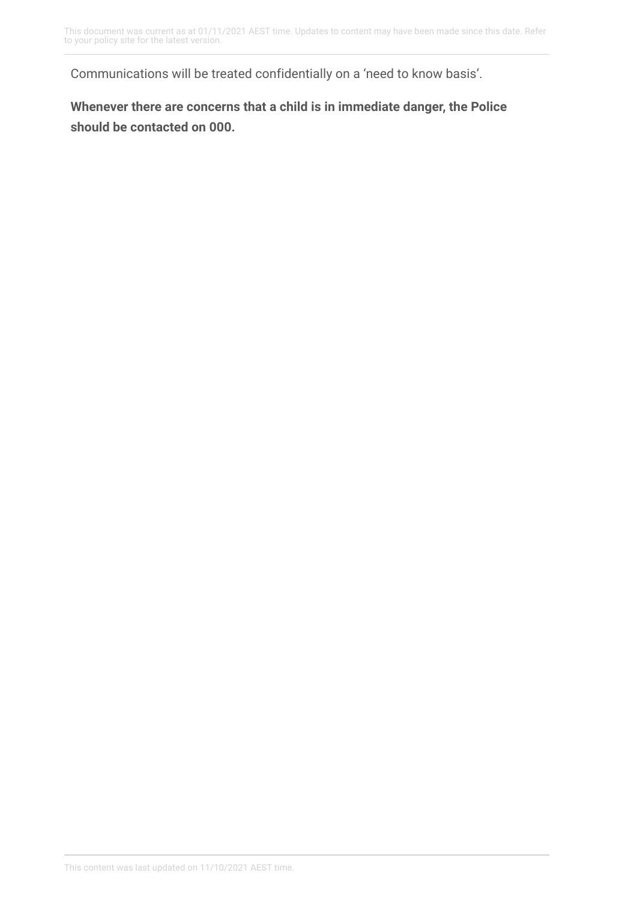Communications will be treated confidentially on a 'need to know basis'.

**Whenever there are concerns that a child is in immediate danger, the Police should be contacted on 000.**